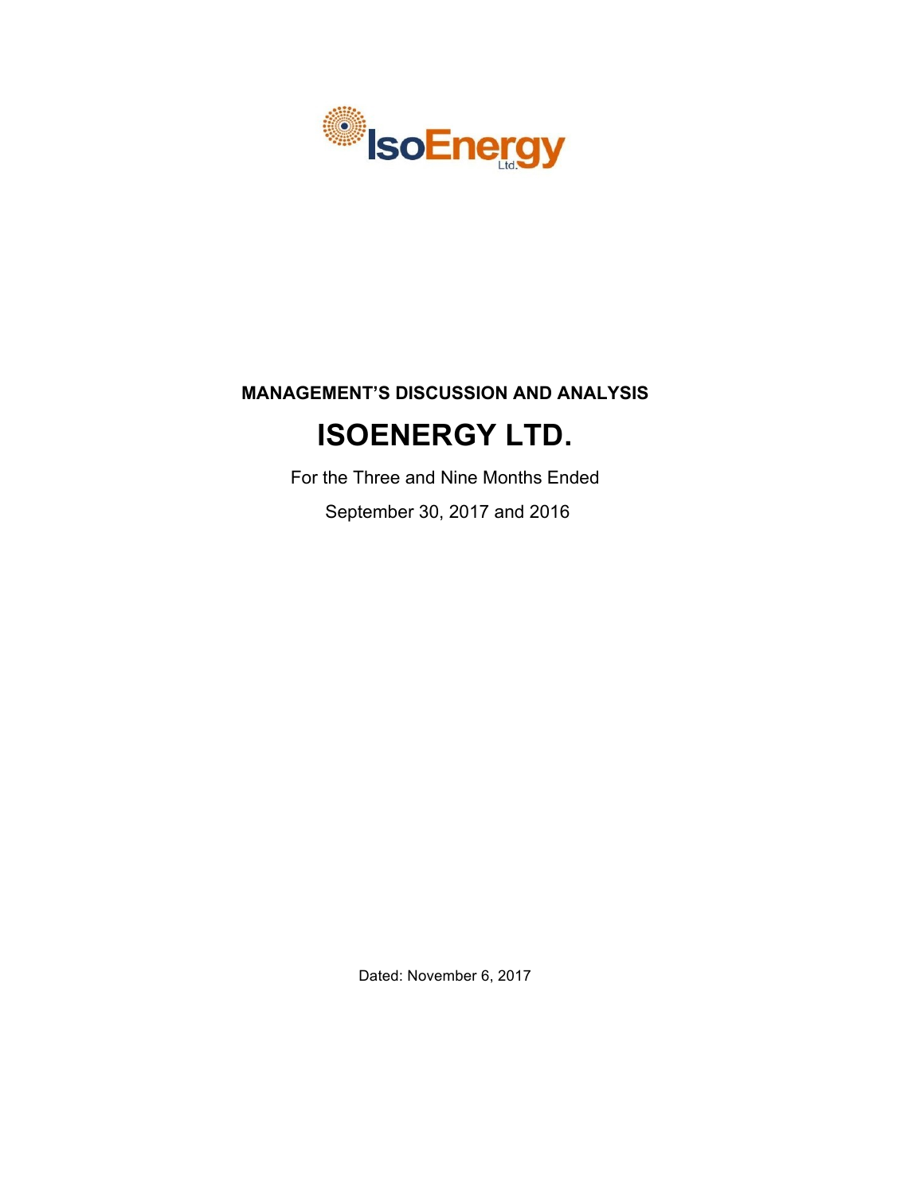# MANAGEMENT'S DISCUSSION AND ANALYSIS

# ISOENERGY LTD.

For the Three and Nine Months Ended

September 30, 2017 and 2016

Dated: November 6, 2017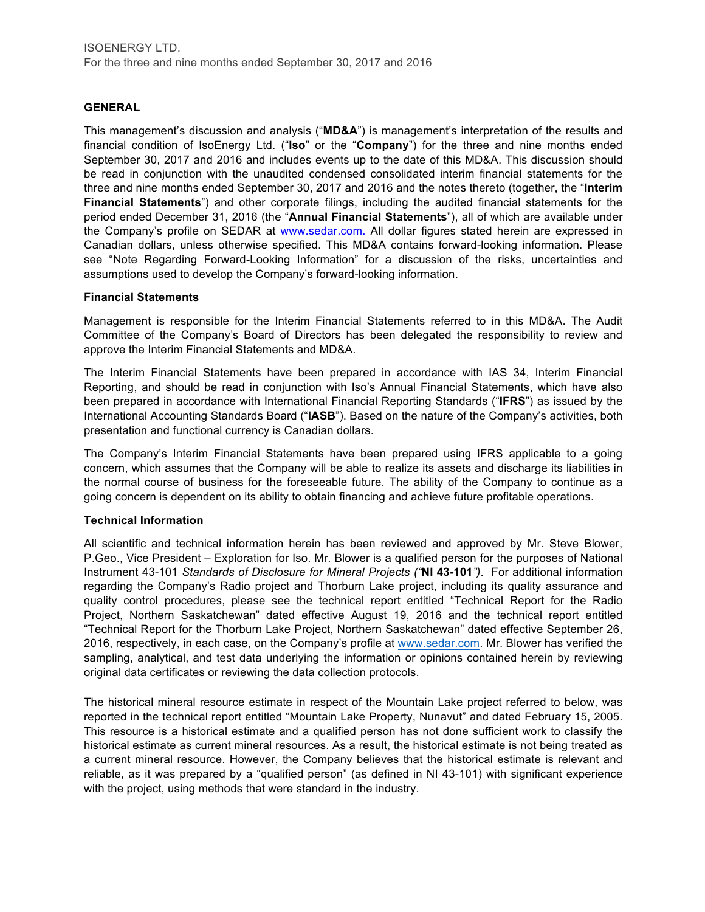## GENERAL

This management's discussion and analysis ("**MD&A**") is management's interpretation of the results and financial condition of IsoEnergy Ltd. ("**Iso**" or the "**Company**") for the three and nine months ended September 30, 2017 and 2016 and includes events up to the date of this MD&A. This discussion should be read in conjunction with the unaudited condensed consolidated interim financial statements for the three and nine months ended September 30, 2017 and 2016 and the notes thereto (together, the "**Interim Financial Statements**") and other corporate filings, including the audited financial statements for the period ended December 31, 2016 (the "**Annual Financial Statements**"), all of which are available under the Company's profile on SEDAR at www.sedar.com. All dollar figures stated herein are expressed in Canadian dollars, unless otherwise specified. This MD&A contains forward-looking information. Please see "Note Regarding Forward-Looking Information" for a discussion of the risks, uncertainties and assumptions used to develop the Company's forward-looking information.

### Financial Statements

Management is responsible for the Interim Financial Statements referred to in this MD&A. The Audit Committee of the Company's Board of Directors has been delegated the responsibility to review and approve the Interim Financial Statements and MD&A.

The Interim Financial Statements have been prepared in accordance with IAS 34, Interim Financial Reporting, and should be read in conjunction with Iso's Annual Financial Statements, which have also been prepared in accordance with International Financial Reporting Standards ("**IFRS**") as issued by the International Accounting Standards Board ("**IASB**"). Based on the nature of the Company's activities, both presentation and functional currency is Canadian dollars.

The Company's Interim Financial Statements have been prepared using IFRS applicable to a going concern, which assumes that the Company will be able to realize its assets and discharge its liabilities in the normal course of business for the foreseeable future. The ability of the Company to continue as a going concern is dependent on its ability to obtain financing and achieve future profitable operations.

### Technical Information

All scientific and technical information herein has been reviewed and approved by Mr. Steve Blower, P.Geo., Vice President – Exploration for Iso. Mr. Blower is a qualified person for the purposes of National Instrument 43-101 *Standards of Disclosure for Mineral Projects ("***NI 43-101***")*. For additional information regarding the Company's Radio project and Thorburn Lake project, including its quality assurance and quality control procedures, please see the technical report entitled "Technical Report for the Radio Project, Northern Saskatchewan" dated effective August 19, 2016 and the technical report entitled "Technical Report for the Thorburn Lake Project, Northern Saskatchewan" dated effective September 26, 2016, respectively, in each case, on the Company's profile at www.sedar.com. Mr. Blower has verified the sampling, analytical, and test data underlying the information or opinions contained herein by reviewing original data certificates or reviewing the data collection protocols.

The historical mineral resource estimate in respect of the Mountain Lake project referred to below, was reported in the technical report entitled "Mountain Lake Property, Nunavut" and dated February 15, 2005. This resource is a historical estimate and a qualified person has not done sufficient work to classify the historical estimate as current mineral resources. As a result, the historical estimate is not being treated as a current mineral resource. However, the Company believes that the historical estimate is relevant and reliable, as it was prepared by a "qualified person" (as defined in NI 43-101) with significant experience with the project, using methods that were standard in the industry.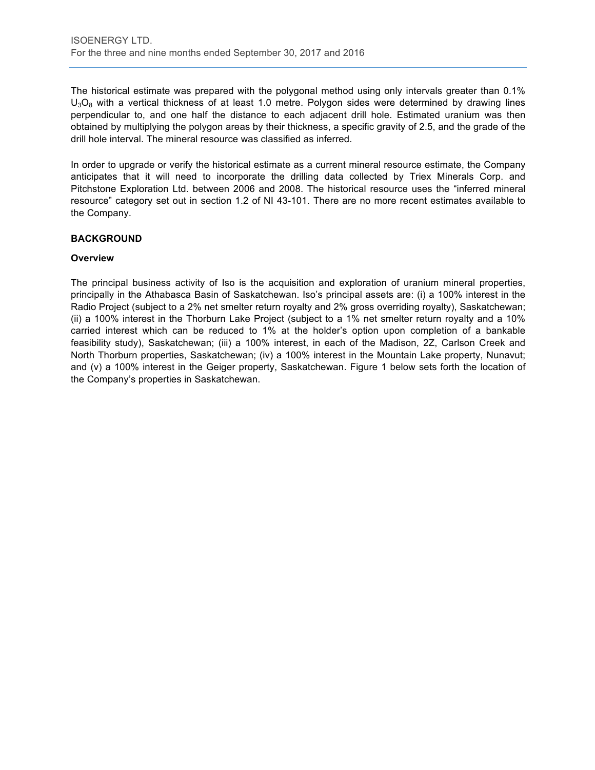The historical estimate was prepared with the polygonal method using only intervals greater than 0.1% $U_3O_8$ with a vertical thickness of at least 1.0 metre. Polygon sides were determined by drawing lines perpendicular to, and one half the distance to each adjacent drill hole. Estimated uranium was then obtained by multiplying the polygon areas by their thickness, a specific gravity of 2.5, and the grade of the drill hole interval. The mineral resource was classified as inferred.

In order to upgrade or verify the historical estimate as a current mineral resource estimate, the Company anticipates that it will need to incorporate the drilling data collected by Triex Minerals Corp. and Pitchstone Exploration Ltd. between 2006 and 2008. The historical resource uses the "inferred mineral resource" category set out in section 1.2 of NI 43-101. There are no more recent estimates available to the Company.

## BACKGROUND

### Overview

The principal business activity of Iso is the acquisition and exploration of uranium mineral properties, principally in the Athabasca Basin of Saskatchewan. Iso's principal assets are: (i) a 100% interest in the Radio Project (subject to a 2% net smelter return royalty and 2% gross overriding royalty), Saskatchewan; (ii) a 100% interest in the Thorburn Lake Project (subject to a 1% net smelter return royalty and a 10% carried interest which can be reduced to 1% at the holder's option upon completion of a bankable feasibility study), Saskatchewan; (iii) a 100% interest, in each of the Madison, 2Z, Carlson Creek and North Thorburn properties, Saskatchewan; (iv) a 100% interest in the Mountain Lake property, Nunavut; and (v) a 100% interest in the Geiger property, Saskatchewan. Figure 1 below sets forth the location of the Company's properties in Saskatchewan.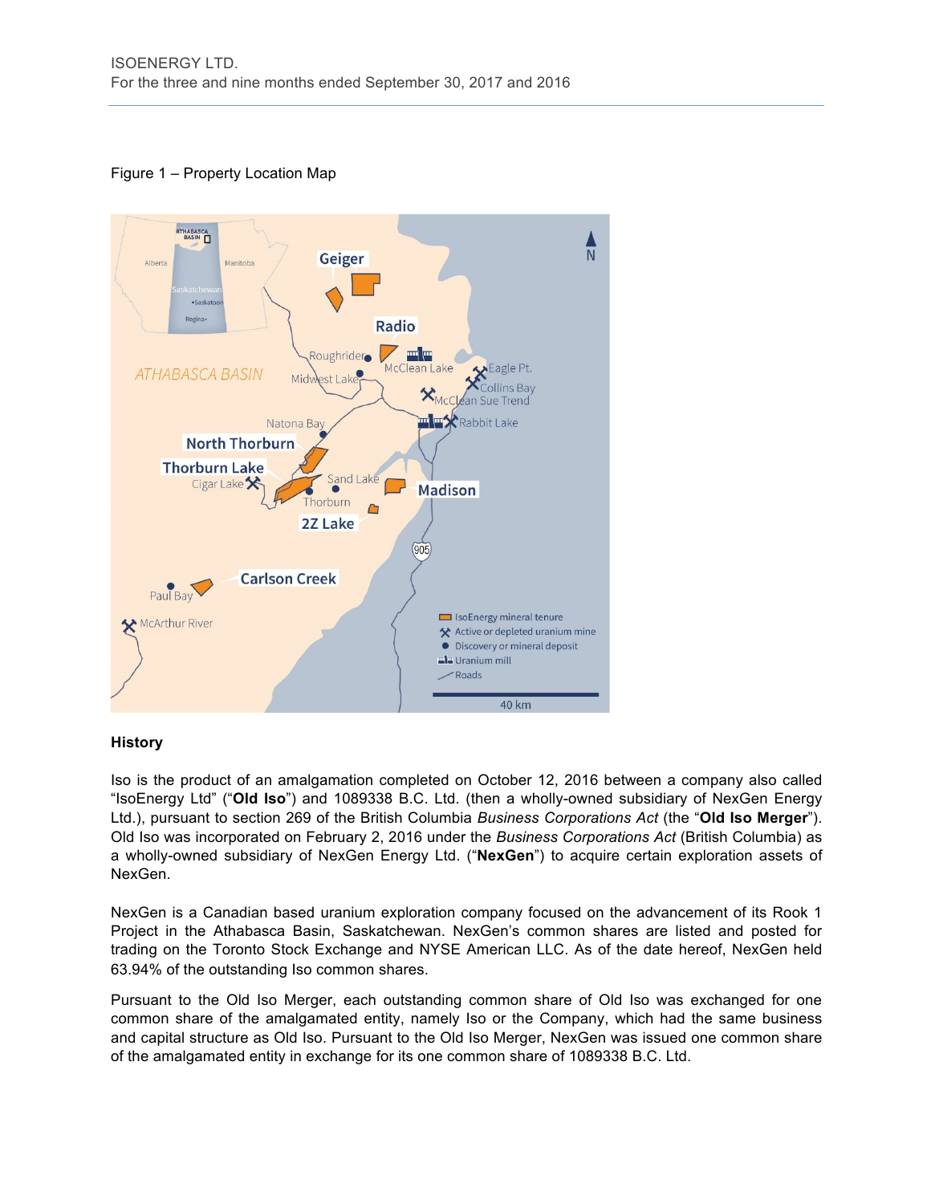Figure 1 – Property Location Map

### History

Iso is the product of an amalgamation completed on October 12, 2016 between a company also called "IsoEnergy Ltd" ("**Old Iso**") and 1089338 B.C. Ltd. (then a wholly-owned subsidiary of NexGen Energy Ltd.), pursuant to section 269 of the British Columbia *Business Corporations Act* (the "**Old Iso Merger**"). Old Iso was incorporated on February 2, 2016 under the *Business Corporations Act* (British Columbia) as a wholly-owned subsidiary of NexGen Energy Ltd. ("**NexGen**") to acquire certain exploration assets of NexGen.

NexGen is a Canadian based uranium exploration company focused on the advancement of its Rook 1 Project in the Athabasca Basin, Saskatchewan. NexGen's common shares are listed and posted for trading on the Toronto Stock Exchange and NYSE American LLC. As of the date hereof, NexGen held 63.94% of the outstanding Iso common shares.

Pursuant to the Old Iso Merger, each outstanding common share of Old Iso was exchanged for one common share of the amalgamated entity, namely Iso or the Company, which had the same business and capital structure as Old Iso. Pursuant to the Old Iso Merger, NexGen was issued one common share of the amalgamated entity in exchange for its one common share of 1089338 B.C. Ltd.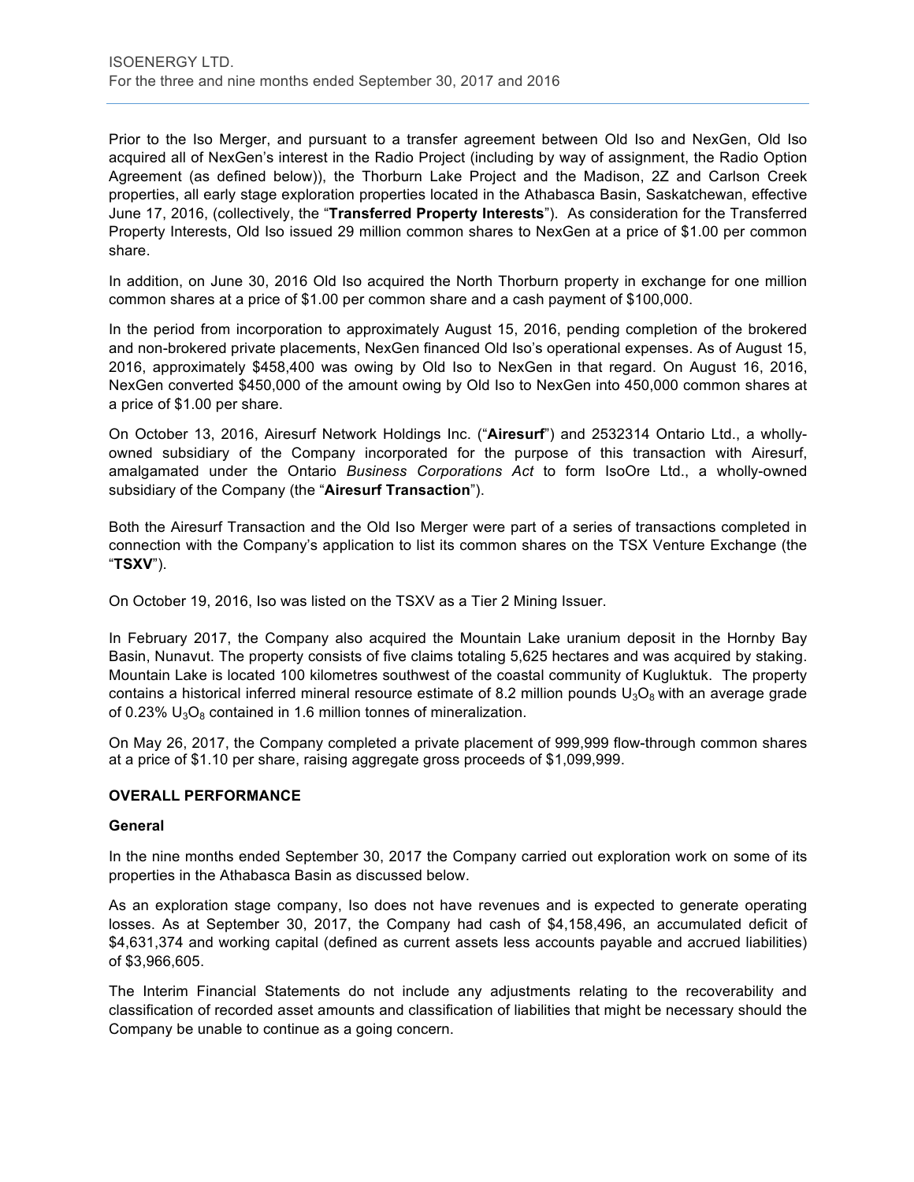Prior to the Iso Merger, and pursuant to a transfer agreement between Old Iso and NexGen, Old Iso acquired all of NexGen's interest in the Radio Project (including by way of assignment, the Radio Option Agreement (as defined below)), the Thorburn Lake Project and the Madison, 2Z and Carlson Creek properties, all early stage exploration properties located in the Athabasca Basin, Saskatchewan, effective June 17, 2016, (collectively, the "**Transferred Property Interests**"). As consideration for the Transferred Property Interests, Old Iso issued 29 million common shares to NexGen at a price of $1.00 per common share.

In addition, on June 30, 2016 Old Iso acquired the North Thorburn property in exchange for one million common shares at a price of $1.00 per common share and a cash payment of $100,000.

In the period from incorporation to approximately August 15, 2016, pending completion of the brokered and non-brokered private placements, NexGen financed Old Iso's operational expenses. As of August 15, 2016, approximately $458,400 was owing by Old Iso to NexGen in that regard. On August 16, 2016, NexGen converted $450,000 of the amount owing by Old Iso to NexGen into 450,000 common shares at a price of $1.00 per share.

On October 13, 2016, Airesurf Network Holdings Inc. ("**Airesurf**") and 2532314 Ontario Ltd., a wholly-owned subsidiary of the Company incorporated for the purpose of this transaction with Airesurf, amalgamated under the Ontario *Business Corporations Act* to form IsoOre Ltd., a wholly-owned subsidiary of the Company (the "**Airesurf Transaction**").

Both the Airesurf Transaction and the Old Iso Merger were part of a series of transactions completed in connection with the Company's application to list its common shares on the TSX Venture Exchange (the "**TSXV**").

On October 19, 2016, Iso was listed on the TSXV as a Tier 2 Mining Issuer.

In February 2017, the Company also acquired the Mountain Lake uranium deposit in the Hornby Bay Basin, Nunavut. The property consists of five claims totaling 5,625 hectares and was acquired by staking. Mountain Lake is located 100 kilometres southwest of the coastal community of Kugluktuk. The property contains a historical inferred mineral resource estimate of 8.2 million pounds $U_3O_8$ with an average grade of 0.23% $U_3O_8$ contained in 1.6 million tonnes of mineralization.

On May 26, 2017, the Company completed a private placement of 999,999 flow-through common shares at a price of $1.10 per share, raising aggregate gross proceeds of $1,099,999.

## OVERALL PERFORMANCE

### General

In the nine months ended September 30, 2017 the Company carried out exploration work on some of its properties in the Athabasca Basin as discussed below.

As an exploration stage company, Iso does not have revenues and is expected to generate operating losses. As at September 30, 2017, the Company had cash of $4,158,496, an accumulated deficit of $4,631,374 and working capital (defined as current assets less accounts payable and accrued liabilities) of $3,966,605.

The Interim Financial Statements do not include any adjustments relating to the recoverability and classification of recorded asset amounts and classification of liabilities that might be necessary should the Company be unable to continue as a going concern.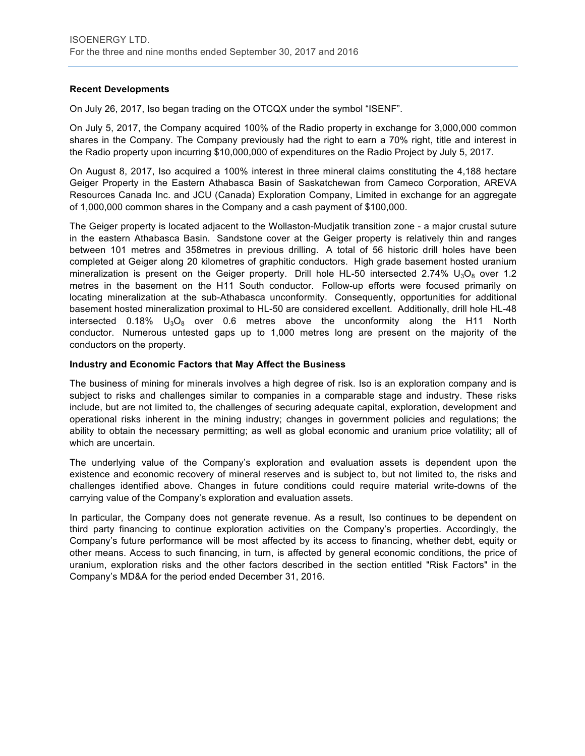## Recent Developments

On July 26, 2017, Iso began trading on the OTCQX under the symbol "ISENF".

On July 5, 2017, the Company acquired 100% of the Radio property in exchange for 3,000,000 common shares in the Company. The Company previously had the right to earn a 70% right, title and interest in the Radio property upon incurring $10,000,000 of expenditures on the Radio Project by July 5, 2017.

On August 8, 2017, Iso acquired a 100% interest in three mineral claims constituting the 4,188 hectare Geiger Property in the Eastern Athabasca Basin of Saskatchewan from Cameco Corporation, AREVA Resources Canada Inc. and JCU (Canada) Exploration Company, Limited in exchange for an aggregate of 1,000,000 common shares in the Company and a cash payment of $100,000.

The Geiger property is located adjacent to the Wollaston-Mudjatik transition zone - a major crustal suture in the eastern Athabasca Basin. Sandstone cover at the Geiger property is relatively thin and ranges between 101 metres and 358metres in previous drilling. A total of 56 historic drill holes have been completed at Geiger along 20 kilometres of graphitic conductors. High grade basement hosted uranium mineralization is present on the Geiger property. Drill hole HL-50 intersected 2.74% $U_3O_8$ over 1.2 metres in the basement on the H11 South conductor. Follow-up efforts were focused primarily on locating mineralization at the sub-Athabasca unconformity. Consequently, opportunities for additional basement hosted mineralization proximal to HL-50 are considered excellent. Additionally, drill hole HL-48 intersected 0.18% $U_3O_8$ over 0.6 metres above the unconformity along the H11 North conductor. Numerous untested gaps up to 1,000 metres long are present on the majority of the conductors on the property.

## Industry and Economic Factors that May Affect the Business

The business of mining for minerals involves a high degree of risk. Iso is an exploration company and is subject to risks and challenges similar to companies in a comparable stage and industry. These risks include, but are not limited to, the challenges of securing adequate capital, exploration, development and operational risks inherent in the mining industry; changes in government policies and regulations; the ability to obtain the necessary permitting; as well as global economic and uranium price volatility; all of which are uncertain.

The underlying value of the Company's exploration and evaluation assets is dependent upon the existence and economic recovery of mineral reserves and is subject to, but not limited to, the risks and challenges identified above. Changes in future conditions could require material write-downs of the carrying value of the Company's exploration and evaluation assets.

In particular, the Company does not generate revenue. As a result, Iso continues to be dependent on third party financing to continue exploration activities on the Company's properties. Accordingly, the Company's future performance will be most affected by its access to financing, whether debt, equity or other means. Access to such financing, in turn, is affected by general economic conditions, the price of uranium, exploration risks and the other factors described in the section entitled "Risk Factors" in the Company's MD&A for the period ended December 31, 2016.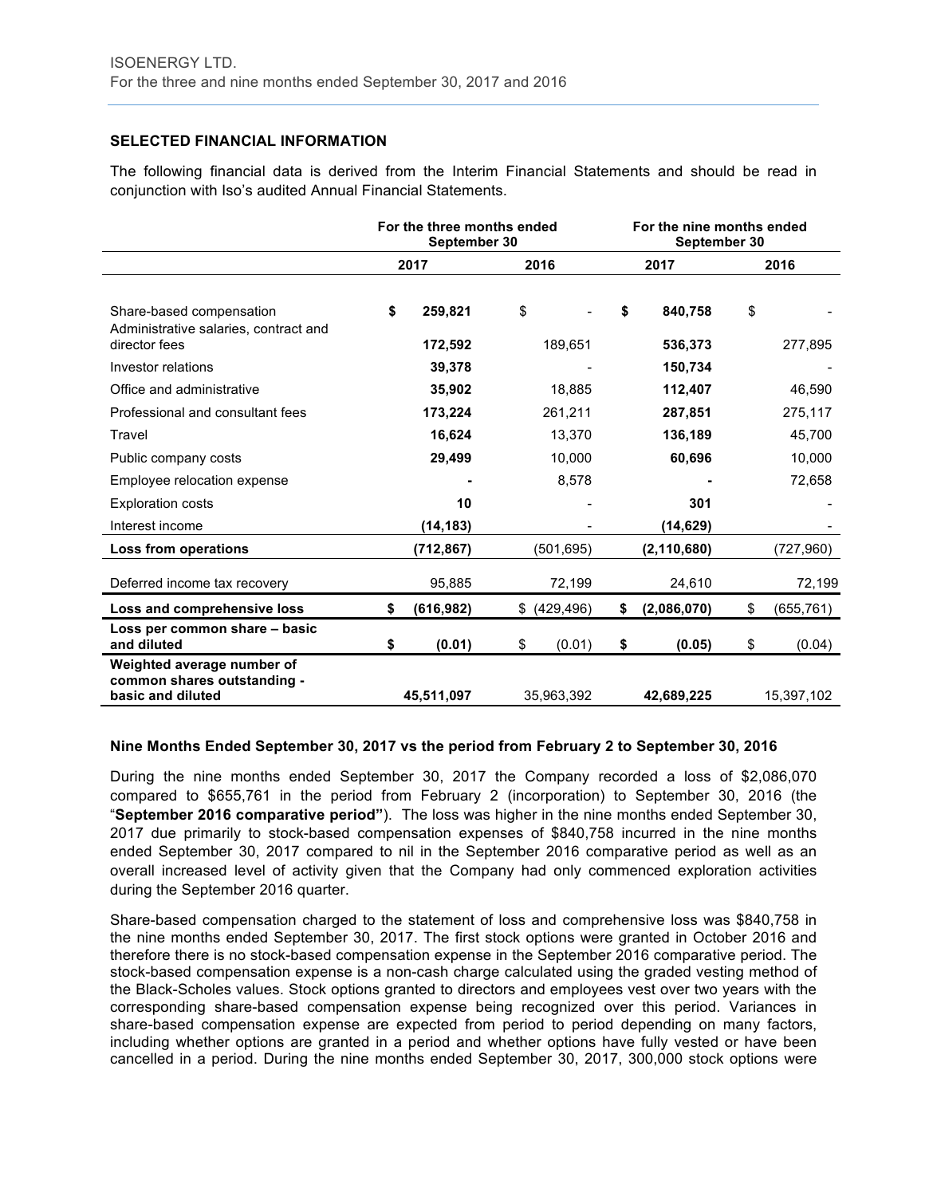## SELECTED FINANCIAL INFORMATION

The following financial data is derived from the Interim Financial Statements and should be read in conjunction with Iso's audited Annual Financial Statements.

| | For the three months ended September 30 | | For the nine months ended September 30 | |
|---|---|---|---|---|
| | **2017** | **2016** | **2017** | **2016** |
| Share-based compensation | **$ 259,821** | $ - | **$ 840,758** | $ - |
| Administrative salaries, contract and director fees | **172,592** | 189,651 | **536,373** | 277,895 |
| Investor relations | **39,378** | - | **150,734** | - |
| Office and administrative | **35,902** | 18,885 | **112,407** | 46,590 |
| Professional and consultant fees | **173,224** | 261,211 | **287,851** | 275,117 |
| Travel | **16,624** | 13,370 | **136,189** | 45,700 |
| Public company costs | **29,499** | 10,000 | **60,696** | 10,000 |
| Employee relocation expense | **-** | 8,578 | **-** | 72,658 |
| Exploration costs | **10** | - | **301** | - |
| Interest income | **(14,183)** | - | **(14,629)** | - |
| **Loss from operations** | **(712,867)** | (501,695) | **(2,110,680)** | (727,960) |
| Deferred income tax recovery | 95,885 | 72,199 | 24,610 | 72,199 |
| **Loss and comprehensive loss** | **$ (616,982)** | $ (429,496) | **$ (2,086,070)** | $ (655,761) |
| **Loss per common share – basic and diluted** | **$ (0.01)** | $ (0.01) | **$ (0.05)** | $ (0.04) |
| **Weighted average number of common shares outstanding - basic and diluted** | **45,511,097** | 35,963,392 | **42,689,225** | 15,397,102 |

### Nine Months Ended September 30, 2017 vs the period from February 2 to September 30, 2016

During the nine months ended September 30, 2017 the Company recorded a loss of $2,086,070 compared to $655,761 in the period from February 2 (incorporation) to September 30, 2016 (the "**September 2016 comparative period"**). The loss was higher in the nine months ended September 30, 2017 due primarily to stock-based compensation expenses of $840,758 incurred in the nine months ended September 30, 2017 compared to nil in the September 2016 comparative period as well as an overall increased level of activity given that the Company had only commenced exploration activities during the September 2016 quarter.

Share-based compensation charged to the statement of loss and comprehensive loss was $840,758 in the nine months ended September 30, 2017. The first stock options were granted in October 2016 and therefore there is no stock-based compensation expense in the September 2016 comparative period. The stock-based compensation expense is a non-cash charge calculated using the graded vesting method of the Black-Scholes values. Stock options granted to directors and employees vest over two years with the corresponding share-based compensation expense being recognized over this period. Variances in share-based compensation expense are expected from period to period depending on many factors, including whether options are granted in a period and whether options have fully vested or have been cancelled in a period. During the nine months ended September 30, 2017, 300,000 stock options were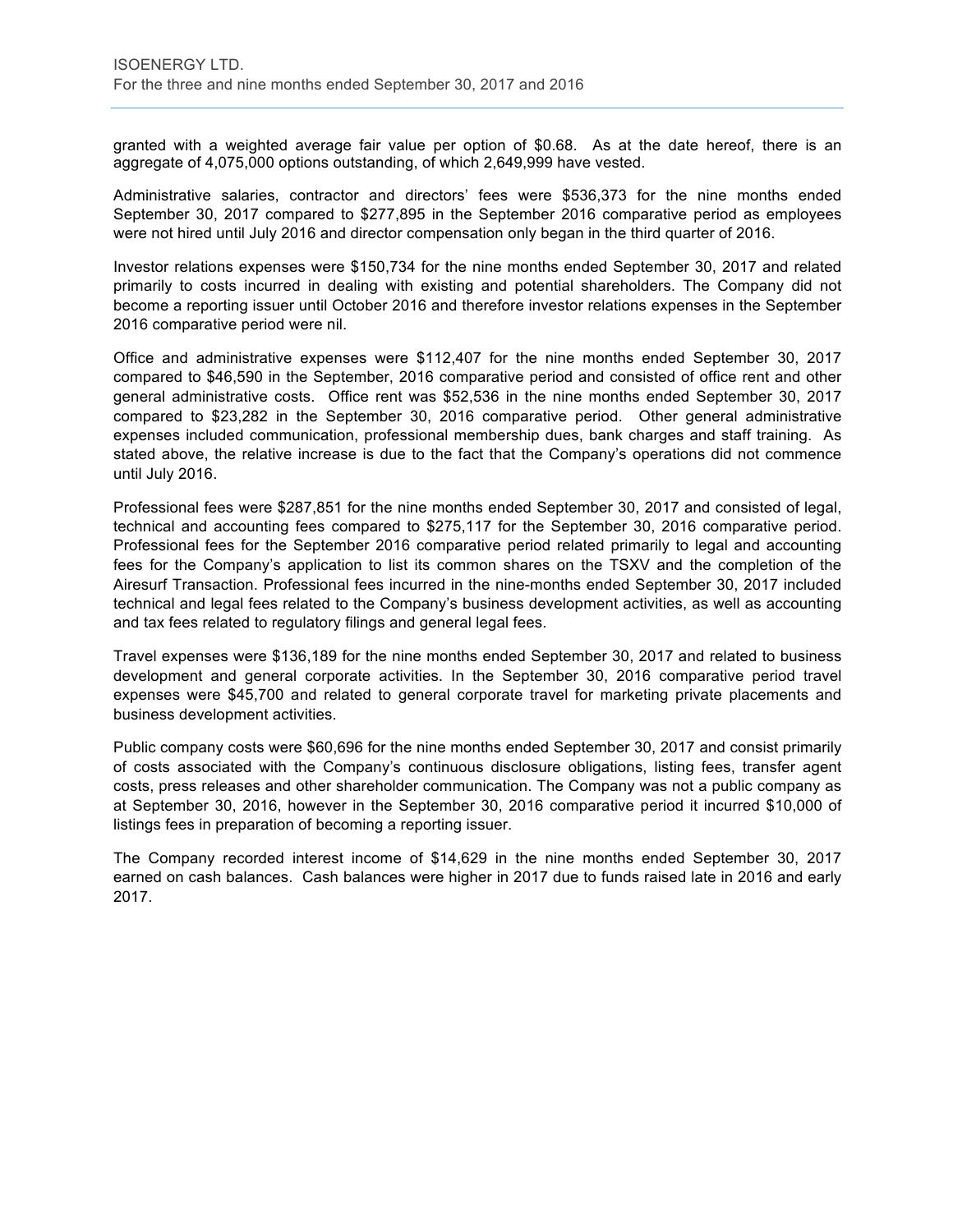granted with a weighted average fair value per option of $0.68. As at the date hereof, there is an aggregate of 4,075,000 options outstanding, of which 2,649,999 have vested.

Administrative salaries, contractor and directors' fees were $536,373 for the nine months ended September 30, 2017 compared to $277,895 in the September 2016 comparative period as employees were not hired until July 2016 and director compensation only began in the third quarter of 2016.

Investor relations expenses were $150,734 for the nine months ended September 30, 2017 and related primarily to costs incurred in dealing with existing and potential shareholders. The Company did not become a reporting issuer until October 2016 and therefore investor relations expenses in the September 2016 comparative period were nil.

Office and administrative expenses were $112,407 for the nine months ended September 30, 2017 compared to $46,590 in the September, 2016 comparative period and consisted of office rent and other general administrative costs. Office rent was $52,536 in the nine months ended September 30, 2017 compared to $23,282 in the September 30, 2016 comparative period. Other general administrative expenses included communication, professional membership dues, bank charges and staff training. As stated above, the relative increase is due to the fact that the Company's operations did not commence until July 2016.

Professional fees were $287,851 for the nine months ended September 30, 2017 and consisted of legal, technical and accounting fees compared to $275,117 for the September 30, 2016 comparative period. Professional fees for the September 2016 comparative period related primarily to legal and accounting fees for the Company's application to list its common shares on the TSXV and the completion of the Airesurf Transaction. Professional fees incurred in the nine-months ended September 30, 2017 included technical and legal fees related to the Company's business development activities, as well as accounting and tax fees related to regulatory filings and general legal fees.

Travel expenses were $136,189 for the nine months ended September 30, 2017 and related to business development and general corporate activities. In the September 30, 2016 comparative period travel expenses were $45,700 and related to general corporate travel for marketing private placements and business development activities.

Public company costs were $60,696 for the nine months ended September 30, 2017 and consist primarily of costs associated with the Company's continuous disclosure obligations, listing fees, transfer agent costs, press releases and other shareholder communication. The Company was not a public company as at September 30, 2016, however in the September 30, 2016 comparative period it incurred $10,000 of listings fees in preparation of becoming a reporting issuer.

The Company recorded interest income of $14,629 in the nine months ended September 30, 2017 earned on cash balances. Cash balances were higher in 2017 due to funds raised late in 2016 and early 2017.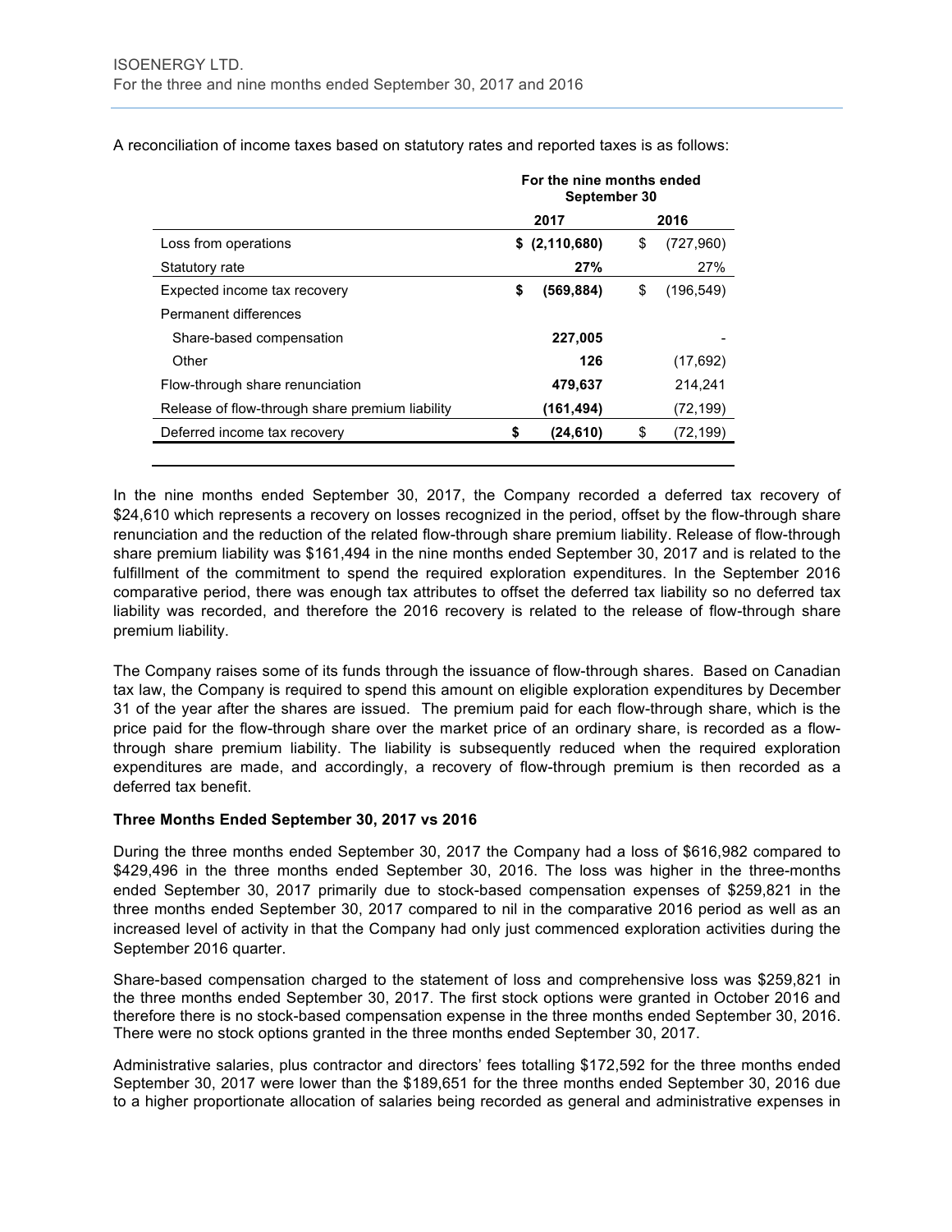A reconciliation of income taxes based on statutory rates and reported taxes is as follows:

| | For the nine months ended September 30 | |
|---|---|---|
| | **2017** | 2016 |
| Loss from operations | **$ (2,110,680)** | $ (727,960) |
| Statutory rate | **27%** | 27% |
| Expected income tax recovery | **$ (569,884)** | $ (196,549) |
| Permanent differences | | |
| Share-based compensation | **227,005** | - |
| Other | **126** | (17,692) |
| Flow-through share renunciation | **479,637** | 214,241 |
| Release of flow-through share premium liability | **(161,494)** | (72,199) |
| Deferred income tax recovery | **$ (24,610)** | $ (72,199) |

In the nine months ended September 30, 2017, the Company recorded a deferred tax recovery of $24,610 which represents a recovery on losses recognized in the period, offset by the flow-through share renunciation and the reduction of the related flow-through share premium liability. Release of flow-through share premium liability was $161,494 in the nine months ended September 30, 2017 and is related to the fulfillment of the commitment to spend the required exploration expenditures. In the September 2016 comparative period, there was enough tax attributes to offset the deferred tax liability so no deferred tax liability was recorded, and therefore the 2016 recovery is related to the release of flow-through share premium liability.

The Company raises some of its funds through the issuance of flow-through shares. Based on Canadian tax law, the Company is required to spend this amount on eligible exploration expenditures by December 31 of the year after the shares are issued. The premium paid for each flow-through share, which is the price paid for the flow-through share over the market price of an ordinary share, is recorded as a flow-through share premium liability. The liability is subsequently reduced when the required exploration expenditures are made, and accordingly, a recovery of flow-through premium is then recorded as a deferred tax benefit.

**Three Months Ended September 30, 2017 vs 2016**

During the three months ended September 30, 2017 the Company had a loss of $616,982 compared to $429,496 in the three months ended September 30, 2016. The loss was higher in the three-months ended September 30, 2017 primarily due to stock-based compensation expenses of $259,821 in the three months ended September 30, 2017 compared to nil in the comparative 2016 period as well as an increased level of activity in that the Company had only just commenced exploration activities during the September 2016 quarter.

Share-based compensation charged to the statement of loss and comprehensive loss was $259,821 in the three months ended September 30, 2017. The first stock options were granted in October 2016 and therefore there is no stock-based compensation expense in the three months ended September 30, 2016. There were no stock options granted in the three months ended September 30, 2017.

Administrative salaries, plus contractor and directors' fees totalling $172,592 for the three months ended September 30, 2017 were lower than the $189,651 for the three months ended September 30, 2016 due to a higher proportionate allocation of salaries being recorded as general and administrative expenses in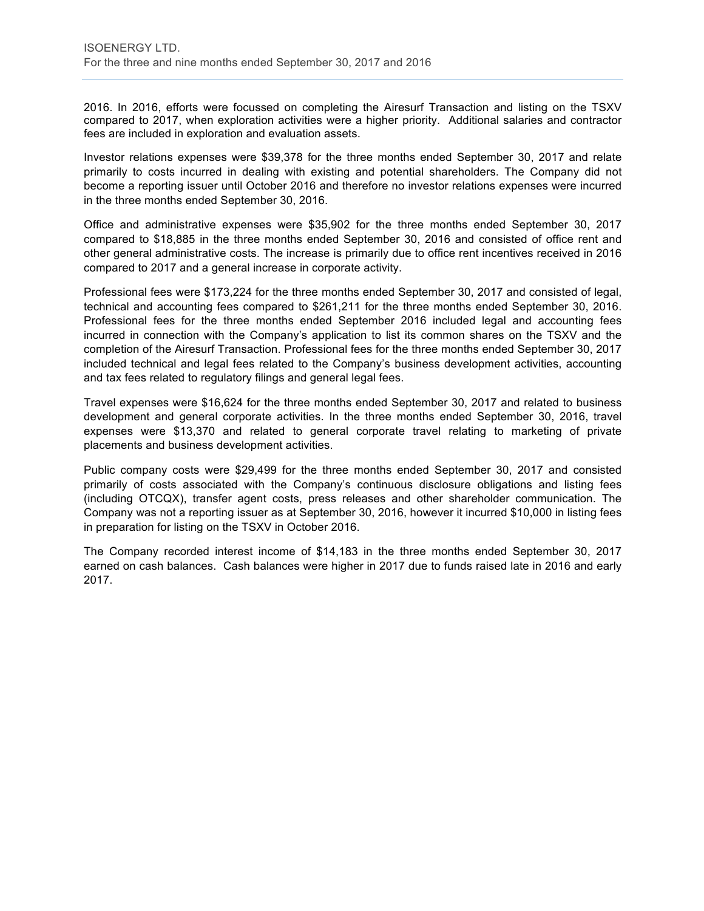2016. In 2016, efforts were focussed on completing the Airesurf Transaction and listing on the TSXV compared to 2017, when exploration activities were a higher priority. Additional salaries and contractor fees are included in exploration and evaluation assets.

Investor relations expenses were $39,378 for the three months ended September 30, 2017 and relate primarily to costs incurred in dealing with existing and potential shareholders. The Company did not become a reporting issuer until October 2016 and therefore no investor relations expenses were incurred in the three months ended September 30, 2016.

Office and administrative expenses were $35,902 for the three months ended September 30, 2017 compared to $18,885 in the three months ended September 30, 2016 and consisted of office rent and other general administrative costs. The increase is primarily due to office rent incentives received in 2016 compared to 2017 and a general increase in corporate activity.

Professional fees were $173,224 for the three months ended September 30, 2017 and consisted of legal, technical and accounting fees compared to $261,211 for the three months ended September 30, 2016. Professional fees for the three months ended September 2016 included legal and accounting fees incurred in connection with the Company's application to list its common shares on the TSXV and the completion of the Airesurf Transaction. Professional fees for the three months ended September 30, 2017 included technical and legal fees related to the Company's business development activities, accounting and tax fees related to regulatory filings and general legal fees.

Travel expenses were $16,624 for the three months ended September 30, 2017 and related to business development and general corporate activities. In the three months ended September 30, 2016, travel expenses were $13,370 and related to general corporate travel relating to marketing of private placements and business development activities.

Public company costs were $29,499 for the three months ended September 30, 2017 and consisted primarily of costs associated with the Company's continuous disclosure obligations and listing fees (including OTCQX), transfer agent costs, press releases and other shareholder communication. The Company was not a reporting issuer as at September 30, 2016, however it incurred $10,000 in listing fees in preparation for listing on the TSXV in October 2016.

The Company recorded interest income of $14,183 in the three months ended September 30, 2017 earned on cash balances. Cash balances were higher in 2017 due to funds raised late in 2016 and early 2017.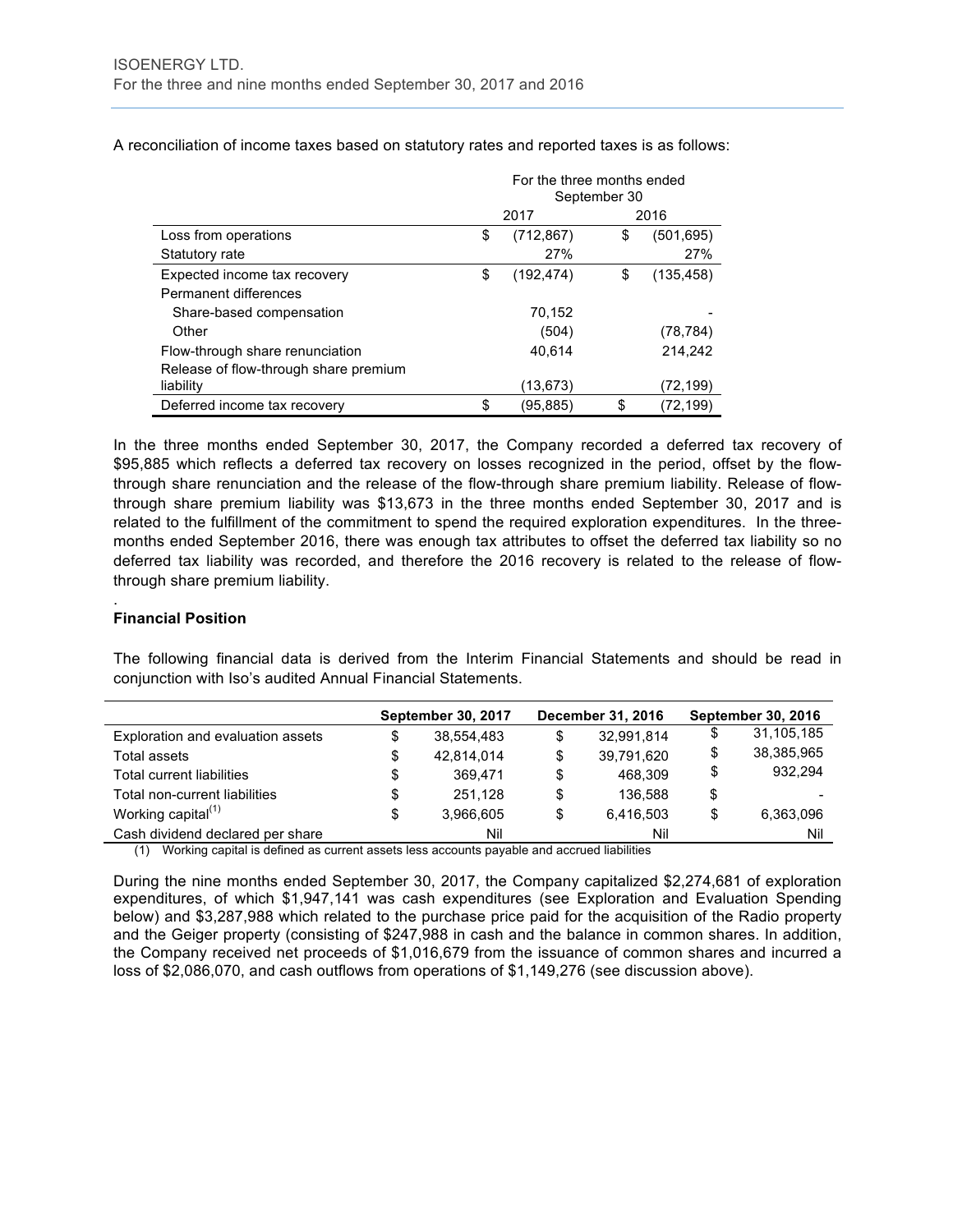A reconciliation of income taxes based on statutory rates and reported taxes is as follows:

| | For the three months ended September 30 | |
|---|---|---|
| | 2017 | 2016 |
| Loss from operations | $ (712,867) | $ (501,695) |
| Statutory rate | 27% | 27% |
| Expected income tax recovery | $ (192,474) | $ (135,458) |
| Permanent differences | | |
| Share-based compensation | 70,152 | - |
| Other | (504) | (78,784) |
| Flow-through share renunciation | 40,614 | 214,242 |
| Release of flow-through share premium liability | (13,673) | (72,199) |
| Deferred income tax recovery | $ (95,885) | $ (72,199) |

In the three months ended September 30, 2017, the Company recorded a deferred tax recovery of $95,885 which reflects a deferred tax recovery on losses recognized in the period, offset by the flow-through share renunciation and the release of the flow-through share premium liability. Release of flow-through share premium liability was $13,673 in the three months ended September 30, 2017 and is related to the fulfillment of the commitment to spend the required exploration expenditures. In the three-months ended September 2016, there was enough tax attributes to offset the deferred tax liability so no deferred tax liability was recorded, and therefore the 2016 recovery is related to the release of flow-through share premium liability.

.

**Financial Position**

The following financial data is derived from the Interim Financial Statements and should be read in conjunction with Iso's audited Annual Financial Statements.

| | September 30, 2017 | December 31, 2016 | September 30, 2016 |
|---|---|---|---|
| Exploration and evaluation assets | $ 38,554,483 | $ 32,991,814 | $ 31,105,185 |
| Total assets | $ 42,814,014 | $ 39,791,620 | $ 38,385,965 |
| Total current liabilities | $ 369,471 | $ 468,309 | $ 932,294 |
| Total non-current liabilities | $ 251,128 | $ 136,588 | $ - |
| Working capital[(1)] | $ 3,966,605 | $ 6,416,503 | $ 6,363,096 |
| Cash dividend declared per share | Nil | Nil | Nil |

(1) Working capital is defined as current assets less accounts payable and accrued liabilities

During the nine months ended September 30, 2017, the Company capitalized $2,274,681 of exploration expenditures, of which $1,947,141 was cash expenditures (see Exploration and Evaluation Spending below) and $3,287,988 which related to the purchase price paid for the acquisition of the Radio property and the Geiger property (consisting of $247,988 in cash and the balance in common shares. In addition, the Company received net proceeds of $1,016,679 from the issuance of common shares and incurred a loss of $2,086,070, and cash outflows from operations of $1,149,276 (see discussion above).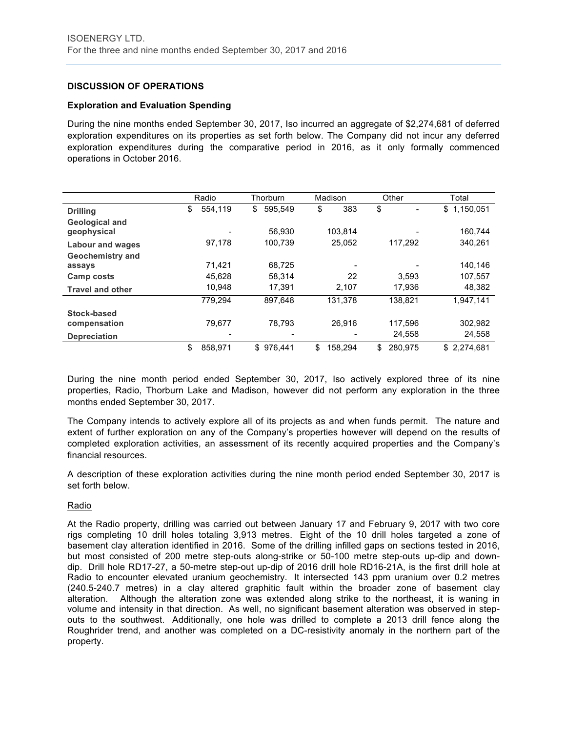## DISCUSSION OF OPERATIONS

### Exploration and Evaluation Spending

During the nine months ended September 30, 2017, Iso incurred an aggregate of $2,274,681 of deferred exploration expenditures on its properties as set forth below. The Company did not incur any deferred exploration expenditures during the comparative period in 2016, as it only formally commenced operations in October 2016.

| | Radio | Thorburn | Madison | Other | Total |
|---|---|---|---|---|---|
| **Drilling** | $ 554,119 | $ 595,549 | $ 383 | $ - | $ 1,150,051 |
| **Geological and geophysical** | - | 56,930 | 103,814 | - | 160,744 |
| **Labour and wages** | 97,178 | 100,739 | 25,052 | 117,292 | 340,261 |
| **Geochemistry and assays** | 71,421 | 68,725 | - | - | 140,146 |
| **Camp costs** | 45,628 | 58,314 | 22 | 3,593 | 107,557 |
| **Travel and other** | 10,948 | 17,391 | 2,107 | 17,936 | 48,382 |
| | 779,294 | 897,648 | 131,378 | 138,821 | 1,947,141 |
| **Stock-based compensation** | 79,677 | 78,793 | 26,916 | 117,596 | 302,982 |
| **Depreciation** | - | - | - | 24,558 | 24,558 |
| | $ 858,971 | $ 976,441 | $ 158,294 | $ 280,975 | $ 2,274,681 |

During the nine month period ended September 30, 2017, Iso actively explored three of its nine properties, Radio, Thorburn Lake and Madison, however did not perform any exploration in the three months ended September 30, 2017.

The Company intends to actively explore all of its projects as and when funds permit. The nature and extent of further exploration on any of the Company's properties however will depend on the results of completed exploration activities, an assessment of its recently acquired properties and the Company's financial resources.

A description of these exploration activities during the nine month period ended September 30, 2017 is set forth below.

Radio

At the Radio property, drilling was carried out between January 17 and February 9, 2017 with two core rigs completing 10 drill holes totaling 3,913 metres. Eight of the 10 drill holes targeted a zone of basement clay alteration identified in 2016. Some of the drilling infilled gaps on sections tested in 2016, but most consisted of 200 metre step-outs along-strike or 50-100 metre step-outs up-dip and down-dip. Drill hole RD17-27, a 50-metre step-out up-dip of 2016 drill hole RD16-21A, is the first drill hole at Radio to encounter elevated uranium geochemistry. It intersected 143 ppm uranium over 0.2 metres (240.5-240.7 metres) in a clay altered graphitic fault within the broader zone of basement clay alteration. Although the alteration zone was extended along strike to the northeast, it is waning in volume and intensity in that direction. As well, no significant basement alteration was observed in step-outs to the southwest. Additionally, one hole was drilled to complete a 2013 drill fence along the Roughrider trend, and another was completed on a DC-resistivity anomaly in the northern part of the property.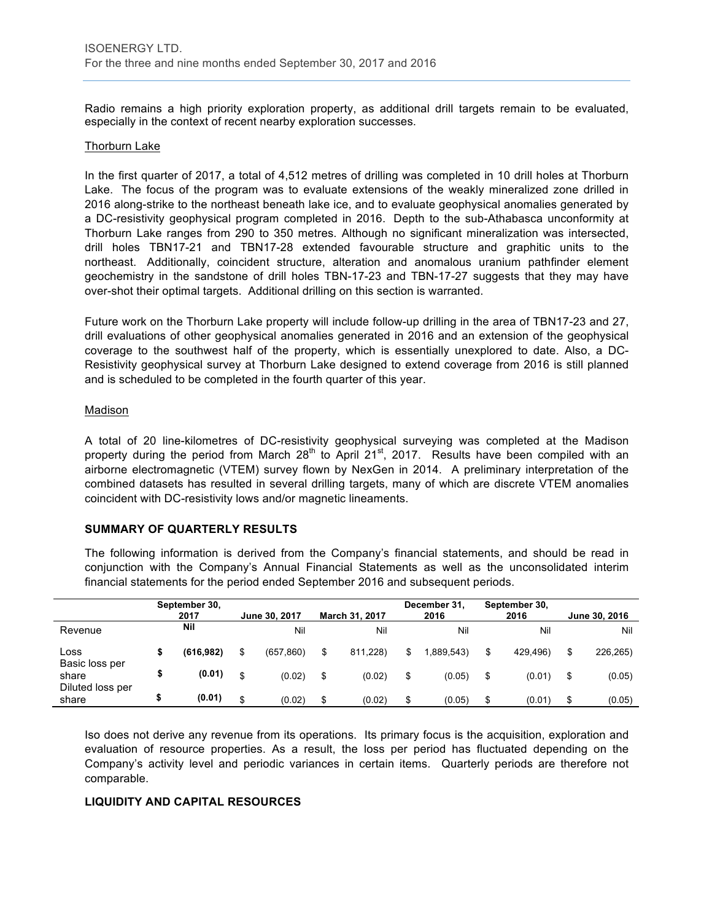Radio remains a high priority exploration property, as additional drill targets remain to be evaluated, especially in the context of recent nearby exploration successes.

Thorburn Lake

In the first quarter of 2017, a total of 4,512 metres of drilling was completed in 10 drill holes at Thorburn Lake. The focus of the program was to evaluate extensions of the weakly mineralized zone drilled in 2016 along-strike to the northeast beneath lake ice, and to evaluate geophysical anomalies generated by a DC-resistivity geophysical program completed in 2016. Depth to the sub-Athabasca unconformity at Thorburn Lake ranges from 290 to 350 metres. Although no significant mineralization was intersected, drill holes TBN17-21 and TBN17-28 extended favourable structure and graphitic units to the northeast. Additionally, coincident structure, alteration and anomalous uranium pathfinder element geochemistry in the sandstone of drill holes TBN-17-23 and TBN-17-27 suggests that they may have over-shot their optimal targets. Additional drilling on this section is warranted.

Future work on the Thorburn Lake property will include follow-up drilling in the area of TBN17-23 and 27, drill evaluations of other geophysical anomalies generated in 2016 and an extension of the geophysical coverage to the southwest half of the property, which is essentially unexplored to date. Also, a DC-Resistivity geophysical survey at Thorburn Lake designed to extend coverage from 2016 is still planned and is scheduled to be completed in the fourth quarter of this year.

Madison

A total of 20 line-kilometres of DC-resistivity geophysical surveying was completed at the Madison property during the period from March 28th to April 21st, 2017. Results have been compiled with an airborne electromagnetic (VTEM) survey flown by NexGen in 2014. A preliminary interpretation of the combined datasets has resulted in several drilling targets, many of which are discrete VTEM anomalies coincident with DC-resistivity lows and/or magnetic lineaments.

**SUMMARY OF QUARTERLY RESULTS**

The following information is derived from the Company's financial statements, and should be read in conjunction with the Company's Annual Financial Statements as well as the unconsolidated interim financial statements for the period ended September 2016 and subsequent periods.

| | September 30, 2017 | June 30, 2017 | March 31, 2017 | December 31, 2016 | September 30, 2016 | June 30, 2016 |
|---|---|---|---|---|---|---|
| Revenue | Nil | Nil | Nil | Nil | Nil | Nil |
| Loss | $ (616,982) | $ (657,860) | $ 811,228) | $ 1,889,543) | $ 429,496) | $ 226,265) |
| Basic loss per share | $ (0.01) | $ (0.02) | $ (0.02) | $ (0.05) | $ (0.01) | $ (0.05) |
| Diluted loss per share | $ (0.01) | $ (0.02) | $ (0.02) | $ (0.05) | $ (0.01) | $ (0.05) |

Iso does not derive any revenue from its operations. Its primary focus is the acquisition, exploration and evaluation of resource properties. As a result, the loss per period has fluctuated depending on the Company's activity level and periodic variances in certain items. Quarterly periods are therefore not comparable.

**LIQUIDITY AND CAPITAL RESOURCES**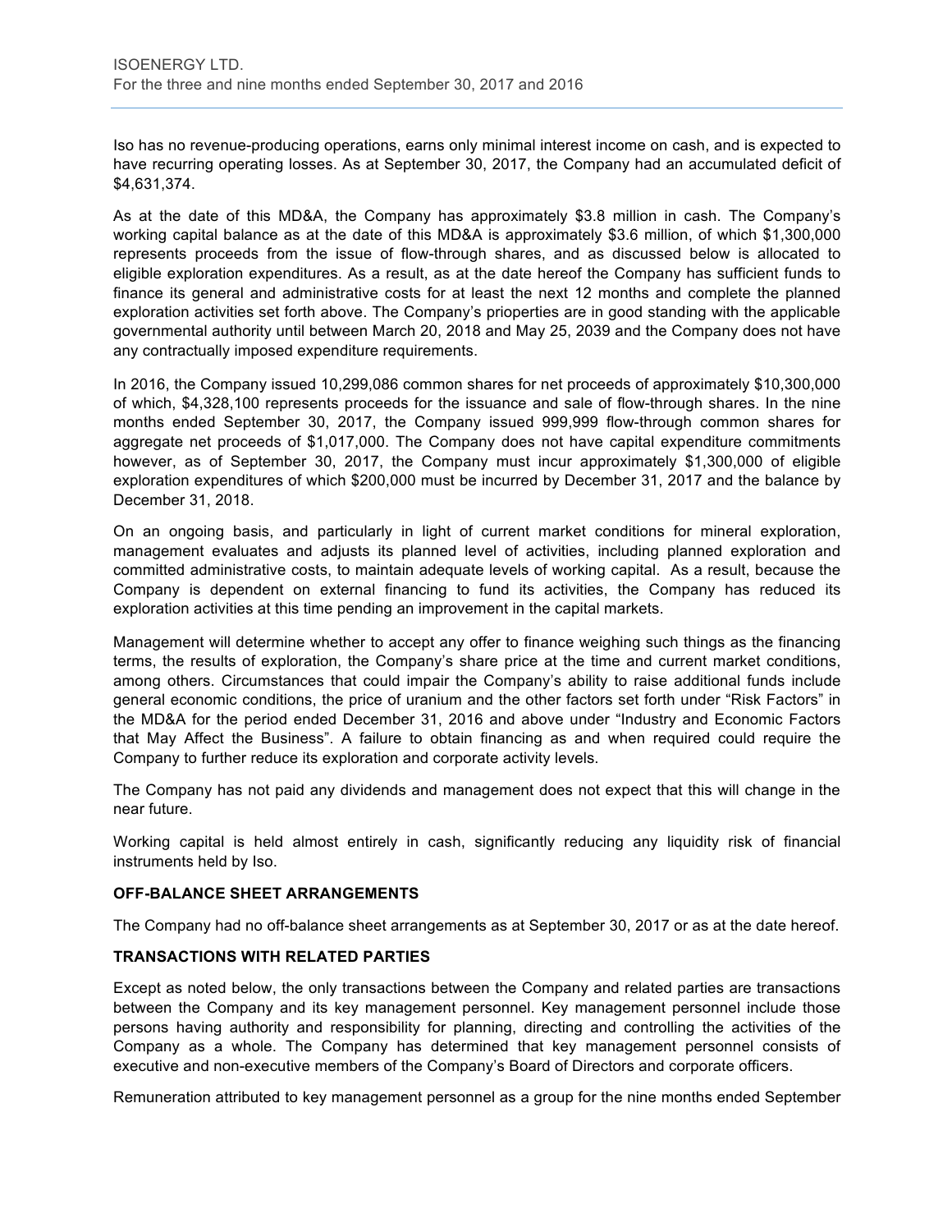Iso has no revenue-producing operations, earns only minimal interest income on cash, and is expected to have recurring operating losses. As at September 30, 2017, the Company had an accumulated deficit of $4,631,374.

As at the date of this MD&A, the Company has approximately $3.8 million in cash. The Company's working capital balance as at the date of this MD&A is approximately $3.6 million, of which $1,300,000 represents proceeds from the issue of flow-through shares, and as discussed below is allocated to eligible exploration expenditures. As a result, as at the date hereof the Company has sufficient funds to finance its general and administrative costs for at least the next 12 months and complete the planned exploration activities set forth above. The Company's prioperties are in good standing with the applicable governmental authority until between March 20, 2018 and May 25, 2039 and the Company does not have any contractually imposed expenditure requirements.

In 2016, the Company issued 10,299,086 common shares for net proceeds of approximately $10,300,000 of which, $4,328,100 represents proceeds for the issuance and sale of flow-through shares. In the nine months ended September 30, 2017, the Company issued 999,999 flow-through common shares for aggregate net proceeds of $1,017,000. The Company does not have capital expenditure commitments however, as of September 30, 2017, the Company must incur approximately $1,300,000 of eligible exploration expenditures of which $200,000 must be incurred by December 31, 2017 and the balance by December 31, 2018.

On an ongoing basis, and particularly in light of current market conditions for mineral exploration, management evaluates and adjusts its planned level of activities, including planned exploration and committed administrative costs, to maintain adequate levels of working capital. As a result, because the Company is dependent on external financing to fund its activities, the Company has reduced its exploration activities at this time pending an improvement in the capital markets.

Management will determine whether to accept any offer to finance weighing such things as the financing terms, the results of exploration, the Company's share price at the time and current market conditions, among others. Circumstances that could impair the Company's ability to raise additional funds include general economic conditions, the price of uranium and the other factors set forth under "Risk Factors" in the MD&A for the period ended December 31, 2016 and above under "Industry and Economic Factors that May Affect the Business". A failure to obtain financing as and when required could require the Company to further reduce its exploration and corporate activity levels.

The Company has not paid any dividends and management does not expect that this will change in the near future.

Working capital is held almost entirely in cash, significantly reducing any liquidity risk of financial instruments held by Iso.

**OFF-BALANCE SHEET ARRANGEMENTS**

The Company had no off-balance sheet arrangements as at September 30, 2017 or as at the date hereof.

**TRANSACTIONS WITH RELATED PARTIES**

Except as noted below, the only transactions between the Company and related parties are transactions between the Company and its key management personnel. Key management personnel include those persons having authority and responsibility for planning, directing and controlling the activities of the Company as a whole. The Company has determined that key management personnel consists of executive and non-executive members of the Company's Board of Directors and corporate officers.

Remuneration attributed to key management personnel as a group for the nine months ended September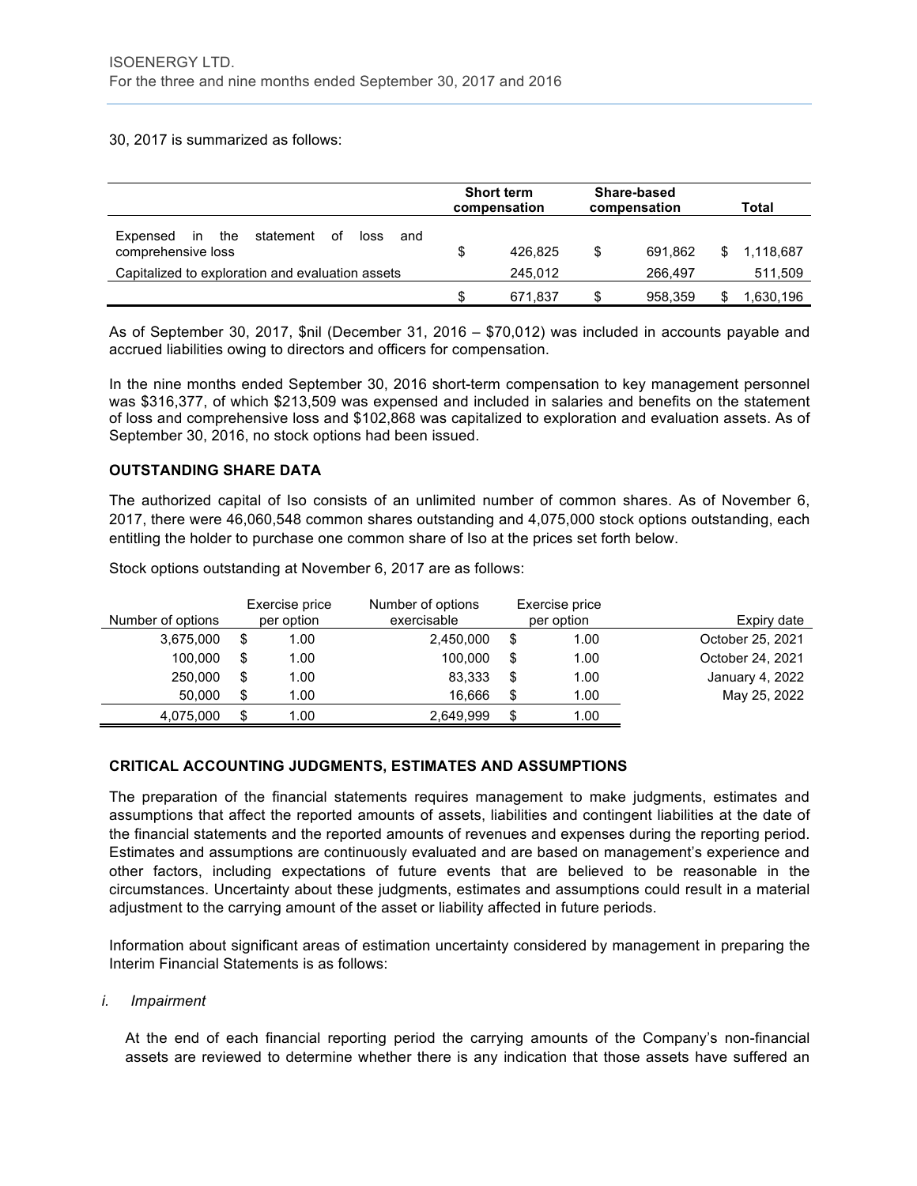30, 2017 is summarized as follows:

| | Short term compensation | Share-based compensation | Total |
|---|---|---|---|
| Expensed in the statement of loss and comprehensive loss | $ 426,825 | $ 691,862 | $ 1,118,687 |
| Capitalized to exploration and evaluation assets | 245,012 | 266,497 | 511,509 |
| | $ 671,837 | $ 958,359 | $ 1,630,196 |

As of September 30, 2017, $nil (December 31, 2016 – $70,012) was included in accounts payable and accrued liabilities owing to directors and officers for compensation.

In the nine months ended September 30, 2016 short-term compensation to key management personnel was $316,377, of which $213,509 was expensed and included in salaries and benefits on the statement of loss and comprehensive loss and $102,868 was capitalized to exploration and evaluation assets. As of September 30, 2016, no stock options had been issued.

### OUTSTANDING SHARE DATA

The authorized capital of Iso consists of an unlimited number of common shares. As of November 6, 2017, there were 46,060,548 common shares outstanding and 4,075,000 stock options outstanding, each entitling the holder to purchase one common share of Iso at the prices set forth below.

Stock options outstanding at November 6, 2017 are as follows:

| Number of options | Exercise price per option | Number of options exercisable | Exercise price per option | Expiry date |
|---|---|---|---|---|
| 3,675,000 | $ 1.00 | 2,450,000 | $ 1.00 | October 25, 2021 |
| 100,000 | $ 1.00 | 100,000 | $ 1.00 | October 24, 2021 |
| 250,000 | $ 1.00 | 83,333 | $ 1.00 | January 4, 2022 |
| 50,000 | $ 1.00 | 16,666 | $ 1.00 | May 25, 2022 |
| 4,075,000 | $ 1.00 | 2,649,999 | $ 1.00 | |

### CRITICAL ACCOUNTING JUDGMENTS, ESTIMATES AND ASSUMPTIONS

The preparation of the financial statements requires management to make judgments, estimates and assumptions that affect the reported amounts of assets, liabilities and contingent liabilities at the date of the financial statements and the reported amounts of revenues and expenses during the reporting period. Estimates and assumptions are continuously evaluated and are based on management's experience and other factors, including expectations of future events that are believed to be reasonable in the circumstances. Uncertainty about these judgments, estimates and assumptions could result in a material adjustment to the carrying amount of the asset or liability affected in future periods.

Information about significant areas of estimation uncertainty considered by management in preparing the Interim Financial Statements is as follows:

*i. Impairment*

At the end of each financial reporting period the carrying amounts of the Company's non-financial assets are reviewed to determine whether there is any indication that those assets have suffered an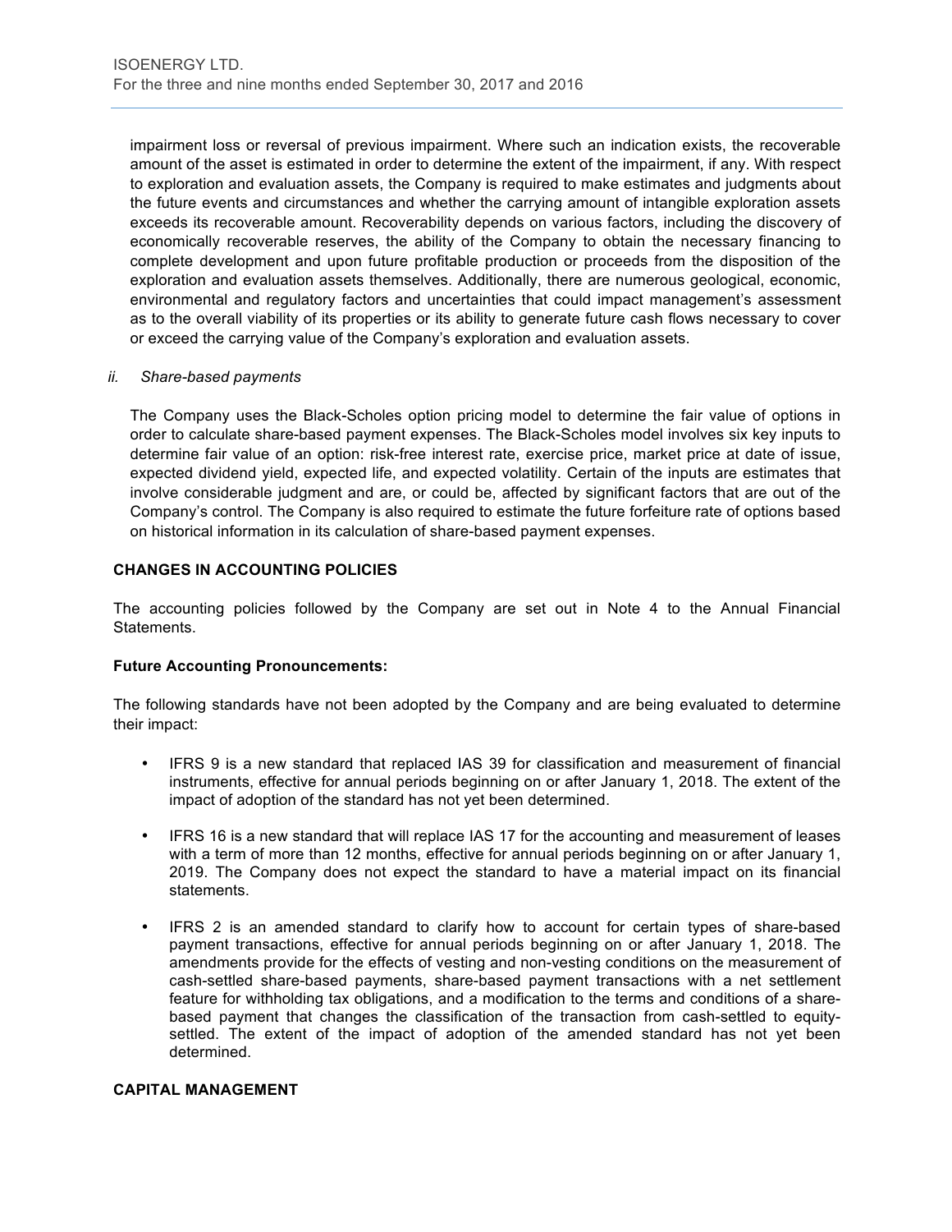impairment loss or reversal of previous impairment. Where such an indication exists, the recoverable amount of the asset is estimated in order to determine the extent of the impairment, if any. With respect to exploration and evaluation assets, the Company is required to make estimates and judgments about the future events and circumstances and whether the carrying amount of intangible exploration assets exceeds its recoverable amount. Recoverability depends on various factors, including the discovery of economically recoverable reserves, the ability of the Company to obtain the necessary financing to complete development and upon future profitable production or proceeds from the disposition of the exploration and evaluation assets themselves. Additionally, there are numerous geological, economic, environmental and regulatory factors and uncertainties that could impact management's assessment as to the overall viability of its properties or its ability to generate future cash flows necessary to cover or exceed the carrying value of the Company's exploration and evaluation assets.

*ii. Share-based payments*

The Company uses the Black-Scholes option pricing model to determine the fair value of options in order to calculate share-based payment expenses. The Black-Scholes model involves six key inputs to determine fair value of an option: risk-free interest rate, exercise price, market price at date of issue, expected dividend yield, expected life, and expected volatility. Certain of the inputs are estimates that involve considerable judgment and are, or could be, affected by significant factors that are out of the Company's control. The Company is also required to estimate the future forfeiture rate of options based on historical information in its calculation of share-based payment expenses.

## CHANGES IN ACCOUNTING POLICIES

The accounting policies followed by the Company are set out in Note 4 to the Annual Financial Statements.

**Future Accounting Pronouncements:**

The following standards have not been adopted by the Company and are being evaluated to determine their impact:

- IFRS 9 is a new standard that replaced IAS 39 for classification and measurement of financial instruments, effective for annual periods beginning on or after January 1, 2018. The extent of the impact of adoption of the standard has not yet been determined.

- IFRS 16 is a new standard that will replace IAS 17 for the accounting and measurement of leases with a term of more than 12 months, effective for annual periods beginning on or after January 1, 2019. The Company does not expect the standard to have a material impact on its financial statements.

- IFRS 2 is an amended standard to clarify how to account for certain types of share-based payment transactions, effective for annual periods beginning on or after January 1, 2018. The amendments provide for the effects of vesting and non-vesting conditions on the measurement of cash-settled share-based payments, share-based payment transactions with a net settlement feature for withholding tax obligations, and a modification to the terms and conditions of a share-based payment that changes the classification of the transaction from cash-settled to equity-settled. The extent of the impact of adoption of the amended standard has not yet been determined.

## CAPITAL MANAGEMENT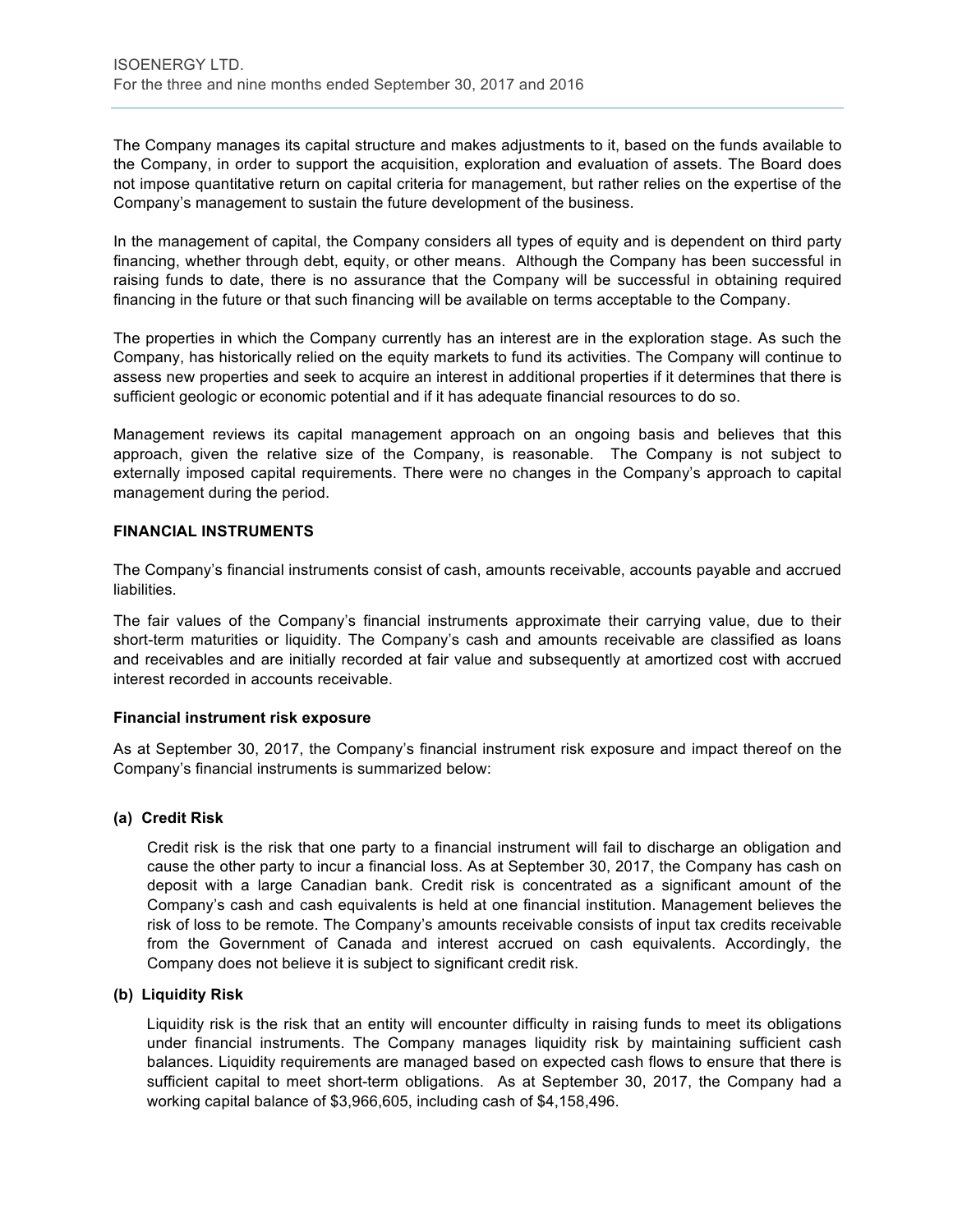The Company manages its capital structure and makes adjustments to it, based on the funds available to the Company, in order to support the acquisition, exploration and evaluation of assets. The Board does not impose quantitative return on capital criteria for management, but rather relies on the expertise of the Company's management to sustain the future development of the business.

In the management of capital, the Company considers all types of equity and is dependent on third party financing, whether through debt, equity, or other means. Although the Company has been successful in raising funds to date, there is no assurance that the Company will be successful in obtaining required financing in the future or that such financing will be available on terms acceptable to the Company.

The properties in which the Company currently has an interest are in the exploration stage. As such the Company, has historically relied on the equity markets to fund its activities. The Company will continue to assess new properties and seek to acquire an interest in additional properties if it determines that there is sufficient geologic or economic potential and if it has adequate financial resources to do so.

Management reviews its capital management approach on an ongoing basis and believes that this approach, given the relative size of the Company, is reasonable. The Company is not subject to externally imposed capital requirements. There were no changes in the Company's approach to capital management during the period.

## FINANCIAL INSTRUMENTS

The Company's financial instruments consist of cash, amounts receivable, accounts payable and accrued liabilities.

The fair values of the Company's financial instruments approximate their carrying value, due to their short-term maturities or liquidity. The Company's cash and amounts receivable are classified as loans and receivables and are initially recorded at fair value and subsequently at amortized cost with accrued interest recorded in accounts receivable.

### Financial instrument risk exposure

As at September 30, 2017, the Company's financial instrument risk exposure and impact thereof on the Company's financial instruments is summarized below:

#### (a) Credit Risk

Credit risk is the risk that one party to a financial instrument will fail to discharge an obligation and cause the other party to incur a financial loss. As at September 30, 2017, the Company has cash on deposit with a large Canadian bank. Credit risk is concentrated as a significant amount of the Company's cash and cash equivalents is held at one financial institution. Management believes the risk of loss to be remote. The Company's amounts receivable consists of input tax credits receivable from the Government of Canada and interest accrued on cash equivalents. Accordingly, the Company does not believe it is subject to significant credit risk.

#### (b) Liquidity Risk

Liquidity risk is the risk that an entity will encounter difficulty in raising funds to meet its obligations under financial instruments. The Company manages liquidity risk by maintaining sufficient cash balances. Liquidity requirements are managed based on expected cash flows to ensure that there is sufficient capital to meet short-term obligations. As at September 30, 2017, the Company had a working capital balance of $3,966,605, including cash of $4,158,496.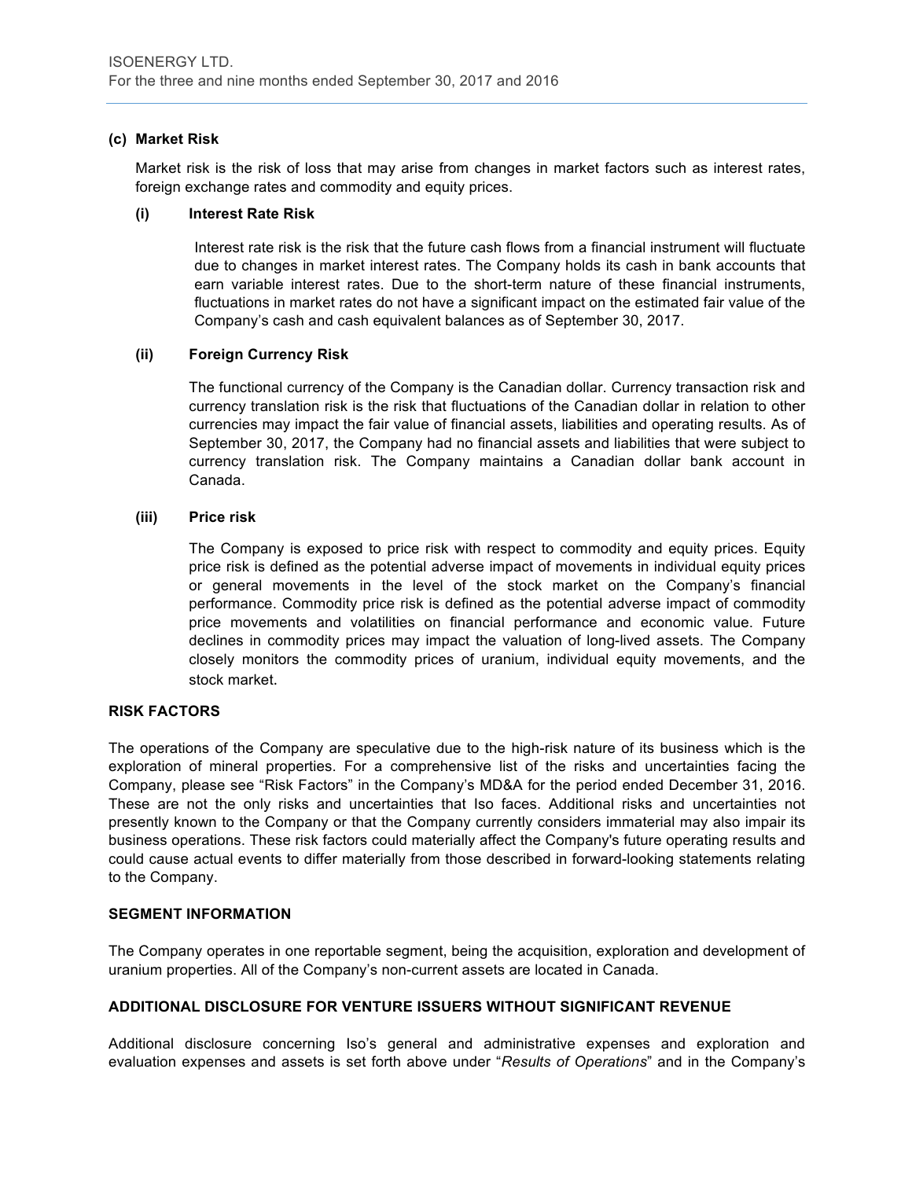### (c) Market Risk

Market risk is the risk of loss that may arise from changes in market factors such as interest rates, foreign exchange rates and commodity and equity prices.

#### (i) Interest Rate Risk

Interest rate risk is the risk that the future cash flows from a financial instrument will fluctuate due to changes in market interest rates. The Company holds its cash in bank accounts that earn variable interest rates. Due to the short-term nature of these financial instruments, fluctuations in market rates do not have a significant impact on the estimated fair value of the Company's cash and cash equivalent balances as of September 30, 2017.

#### (ii) Foreign Currency Risk

The functional currency of the Company is the Canadian dollar. Currency transaction risk and currency translation risk is the risk that fluctuations of the Canadian dollar in relation to other currencies may impact the fair value of financial assets, liabilities and operating results. As of September 30, 2017, the Company had no financial assets and liabilities that were subject to currency translation risk. The Company maintains a Canadian dollar bank account in Canada.

#### (iii) Price risk

The Company is exposed to price risk with respect to commodity and equity prices. Equity price risk is defined as the potential adverse impact of movements in individual equity prices or general movements in the level of the stock market on the Company's financial performance. Commodity price risk is defined as the potential adverse impact of commodity price movements and volatilities on financial performance and economic value. Future declines in commodity prices may impact the valuation of long-lived assets. The Company closely monitors the commodity prices of uranium, individual equity movements, and the stock market.

## RISK FACTORS

The operations of the Company are speculative due to the high-risk nature of its business which is the exploration of mineral properties. For a comprehensive list of the risks and uncertainties facing the Company, please see "Risk Factors" in the Company's MD&A for the period ended December 31, 2016. These are not the only risks and uncertainties that Iso faces. Additional risks and uncertainties not presently known to the Company or that the Company currently considers immaterial may also impair its business operations. These risk factors could materially affect the Company's future operating results and could cause actual events to differ materially from those described in forward-looking statements relating to the Company.

## SEGMENT INFORMATION

The Company operates in one reportable segment, being the acquisition, exploration and development of uranium properties. All of the Company's non-current assets are located in Canada.

## ADDITIONAL DISCLOSURE FOR VENTURE ISSUERS WITHOUT SIGNIFICANT REVENUE

Additional disclosure concerning Iso's general and administrative expenses and exploration and evaluation expenses and assets is set forth above under "*Results of Operations*" and in the Company's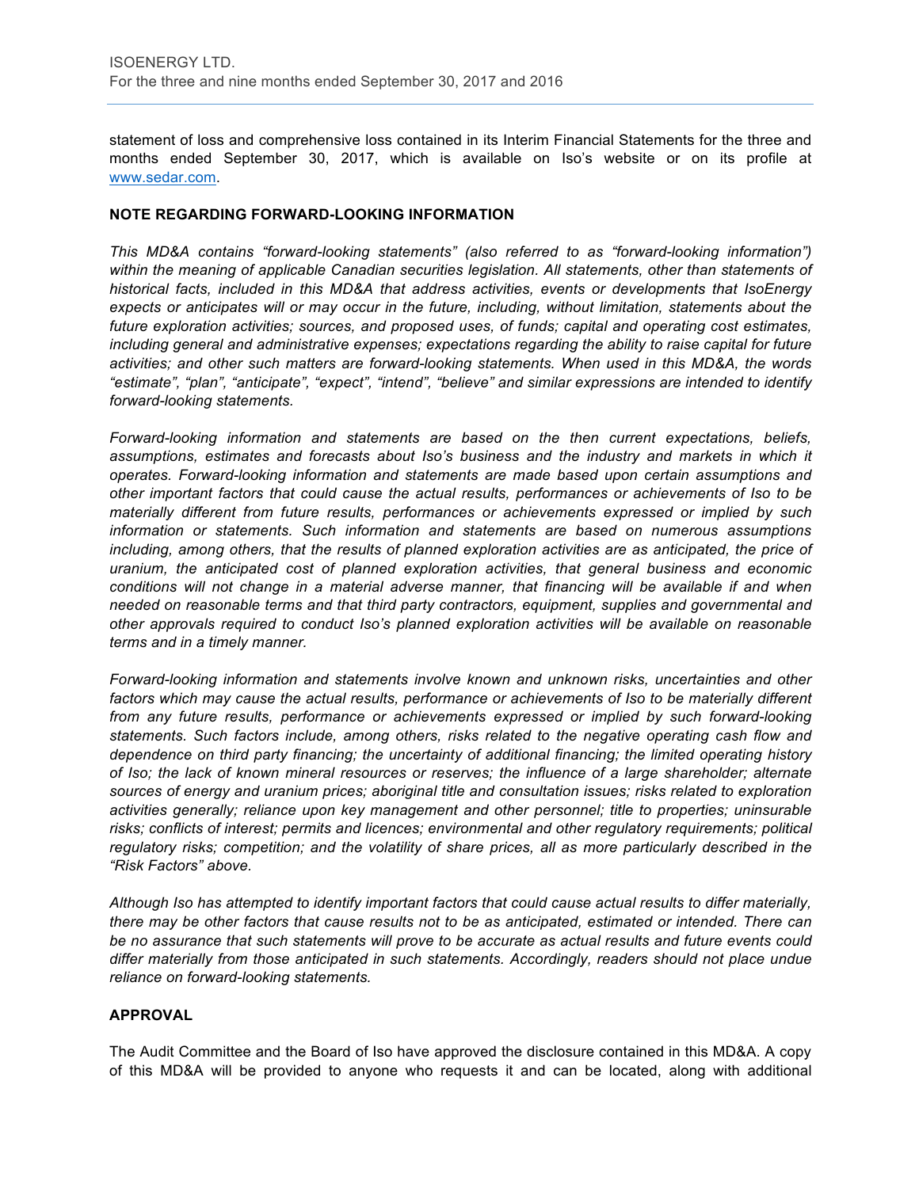statement of loss and comprehensive loss contained in its Interim Financial Statements for the three and months ended September 30, 2017, which is available on Iso's website or on its profile at www.sedar.com.

**NOTE REGARDING FORWARD-LOOKING INFORMATION**

*This MD&A contains "forward-looking statements" (also referred to as "forward-looking information") within the meaning of applicable Canadian securities legislation. All statements, other than statements of historical facts, included in this MD&A that address activities, events or developments that IsoEnergy expects or anticipates will or may occur in the future, including, without limitation, statements about the future exploration activities; sources, and proposed uses, of funds; capital and operating cost estimates, including general and administrative expenses; expectations regarding the ability to raise capital for future activities; and other such matters are forward-looking statements. When used in this MD&A, the words "estimate", "plan", "anticipate", "expect", "intend", "believe" and similar expressions are intended to identify forward-looking statements.*

*Forward-looking information and statements are based on the then current expectations, beliefs, assumptions, estimates and forecasts about Iso's business and the industry and markets in which it operates. Forward-looking information and statements are made based upon certain assumptions and other important factors that could cause the actual results, performances or achievements of Iso to be materially different from future results, performances or achievements expressed or implied by such information or statements. Such information and statements are based on numerous assumptions including, among others, that the results of planned exploration activities are as anticipated, the price of uranium, the anticipated cost of planned exploration activities, that general business and economic conditions will not change in a material adverse manner, that financing will be available if and when needed on reasonable terms and that third party contractors, equipment, supplies and governmental and other approvals required to conduct Iso's planned exploration activities will be available on reasonable terms and in a timely manner.*

*Forward-looking information and statements involve known and unknown risks, uncertainties and other factors which may cause the actual results, performance or achievements of Iso to be materially different from any future results, performance or achievements expressed or implied by such forward-looking statements. Such factors include, among others, risks related to the negative operating cash flow and dependence on third party financing; the uncertainty of additional financing; the limited operating history of Iso; the lack of known mineral resources or reserves; the influence of a large shareholder; alternate sources of energy and uranium prices; aboriginal title and consultation issues; risks related to exploration activities generally; reliance upon key management and other personnel; title to properties; uninsurable risks; conflicts of interest; permits and licences; environmental and other regulatory requirements; political regulatory risks; competition; and the volatility of share prices, all as more particularly described in the "Risk Factors" above.*

*Although Iso has attempted to identify important factors that could cause actual results to differ materially, there may be other factors that cause results not to be as anticipated, estimated or intended. There can be no assurance that such statements will prove to be accurate as actual results and future events could differ materially from those anticipated in such statements. Accordingly, readers should not place undue reliance on forward-looking statements.*

**APPROVAL**

The Audit Committee and the Board of Iso have approved the disclosure contained in this MD&A. A copy of this MD&A will be provided to anyone who requests it and can be located, along with additional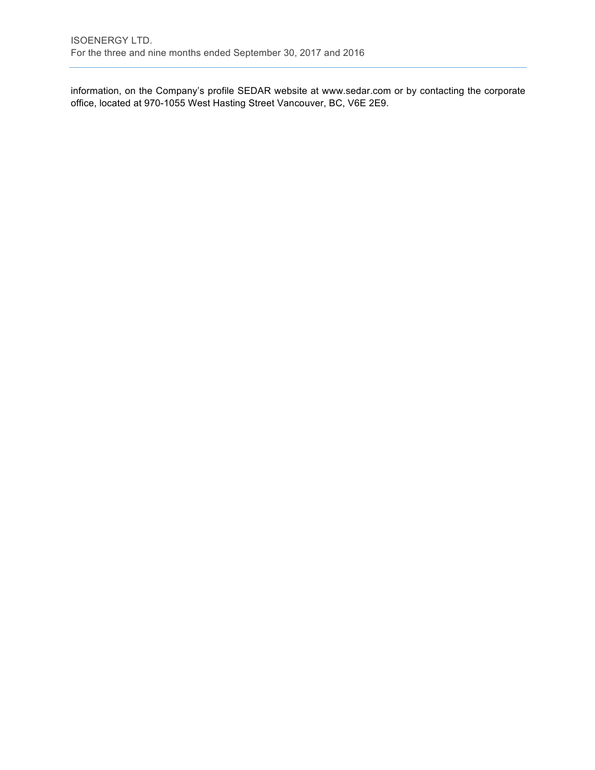information, on the Company's profile SEDAR website at www.sedar.com or by contacting the corporate office, located at 970-1055 West Hasting Street Vancouver, BC, V6E 2E9.